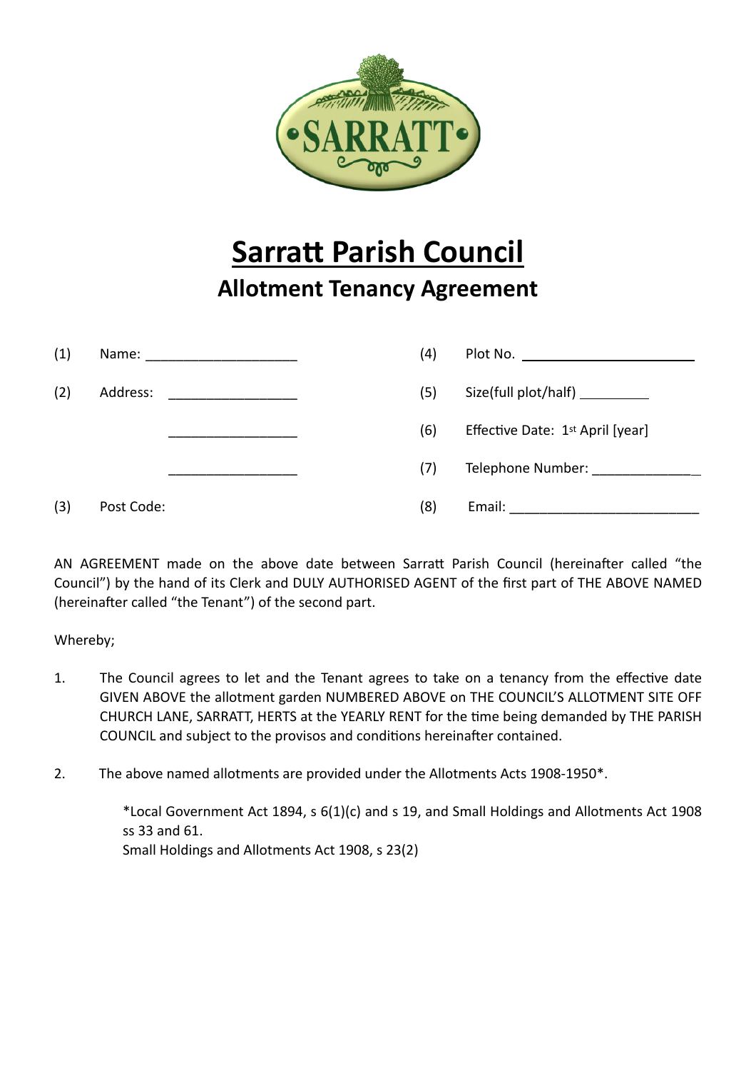# Sarratt Parish Council

## Allotment Tenancy Agreement

(1) Name: ____________________

(2) Address: _________________

_________________

_________________

(3) Post Code:

(4) Plot No. ______________________

(5) Size(full plot/half) _________

(6) Effective Date: 1st April [year]

(7) Telephone Number: ______________

(8) Email: _________________________

AN AGREEMENT made on the above date between Sarratt Parish Council (hereinafter called “the Council”) by the hand of its Clerk and DULY AUTHORISED AGENT of the first part of THE ABOVE NAMED (hereinafter called “the Tenant”) of the second part.

Whereby;

1. The Council agrees to let and the Tenant agrees to take on a tenancy from the effective date GIVEN ABOVE the allotment garden NUMBERED ABOVE on THE COUNCIL’S ALLOTMENT SITE OFF CHURCH LANE, SARRATT, HERTS at the YEARLY RENT for the time being demanded by THE PARISH COUNCIL and subject to the provisos and conditions hereinafter contained.

2. The above named allotments are provided under the Allotments Acts 1908-1950*.

   *Local Government Act 1894, s 6(1)(c) and s 19, and Small Holdings and Allotments Act 1908 ss 33 and 61.
   Small Holdings and Allotments Act 1908, s 23(2)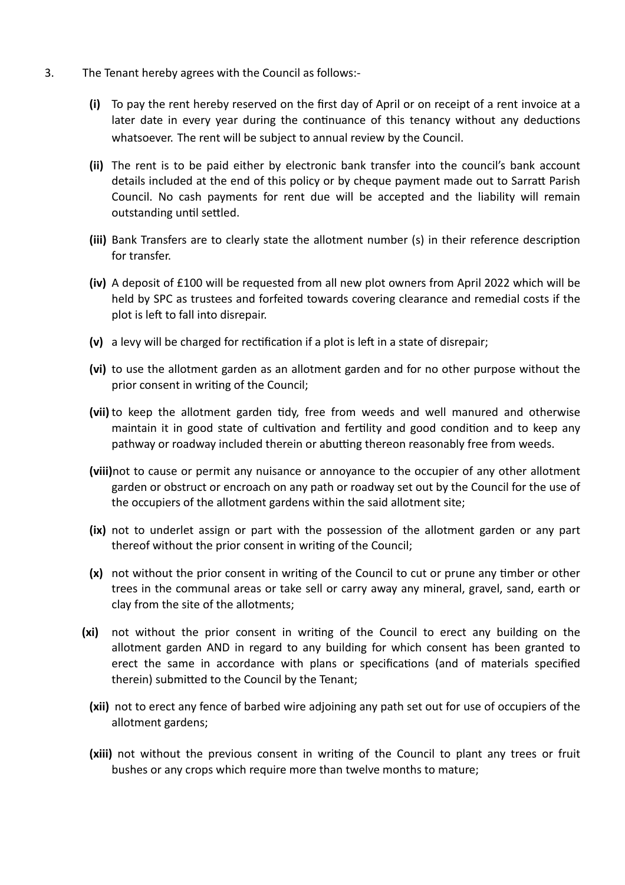3. The Tenant hereby agrees with the Council as follows:-

   **(i)** To pay the rent hereby reserved on the first day of April or on receipt of a rent invoice at a later date in every year during the continuance of this tenancy without any deductions whatsoever. The rent will be subject to annual review by the Council.

   **(ii)** The rent is to be paid either by electronic bank transfer into the council's bank account details included at the end of this policy or by cheque payment made out to Sarratt Parish Council. No cash payments for rent due will be accepted and the liability will remain outstanding until settled.

   **(iii)** Bank Transfers are to clearly state the allotment number (s) in their reference description for transfer.

   **(iv)** A deposit of £100 will be requested from all new plot owners from April 2022 which will be held by SPC as trustees and forfeited towards covering clearance and remedial costs if the plot is left to fall into disrepair.

   **(v)** a levy will be charged for rectification if a plot is left in a state of disrepair;

   **(vi)** to use the allotment garden as an allotment garden and for no other purpose without the prior consent in writing of the Council;

   **(vii)** to keep the allotment garden tidy, free from weeds and well manured and otherwise maintain it in good state of cultivation and fertility and good condition and to keep any pathway or roadway included therein or abutting thereon reasonably free from weeds.

   **(viii)** not to cause or permit any nuisance or annoyance to the occupier of any other allotment garden or obstruct or encroach on any path or roadway set out by the Council for the use of the occupiers of the allotment gardens within the said allotment site;

   **(ix)** not to underlet assign or part with the possession of the allotment garden or any part thereof without the prior consent in writing of the Council;

   **(x)** not without the prior consent in writing of the Council to cut or prune any timber or other trees in the communal areas or take sell or carry away any mineral, gravel, sand, earth or clay from the site of the allotments;

   **(xi)** not without the prior consent in writing of the Council to erect any building on the allotment garden AND in regard to any building for which consent has been granted to erect the same in accordance with plans or specifications (and of materials specified therein) submitted to the Council by the Tenant;

   **(xii)** not to erect any fence of barbed wire adjoining any path set out for use of occupiers of the allotment gardens;

   **(xiii)** not without the previous consent in writing of the Council to plant any trees or fruit bushes or any crops which require more than twelve months to mature;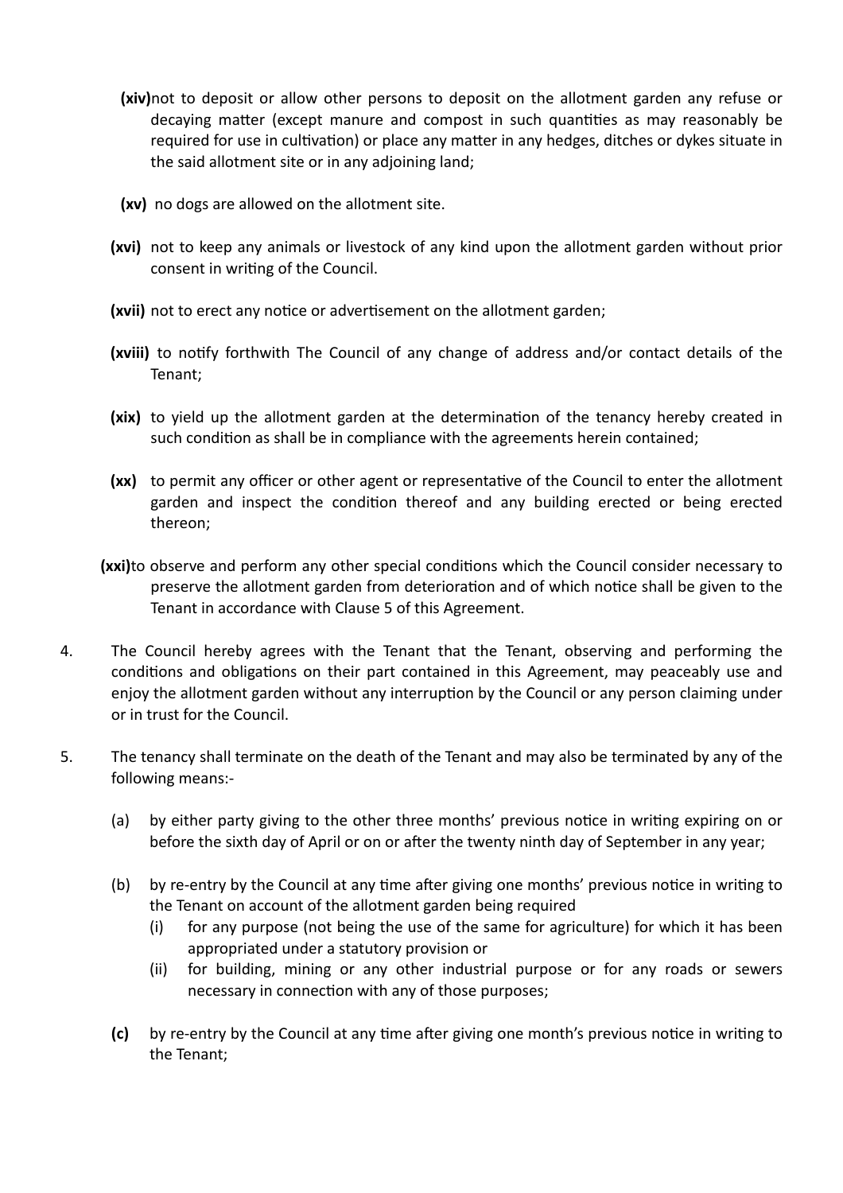**(xiv)** not to deposit or allow other persons to deposit on the allotment garden any refuse or decaying matter (except manure and compost in such quantities as may reasonably be required for use in cultivation) or place any matter in any hedges, ditches or dykes situate in the said allotment site or in any adjoining land;

**(xv)** no dogs are allowed on the allotment site.

**(xvi)** not to keep any animals or livestock of any kind upon the allotment garden without prior consent in writing of the Council.

**(xvii)** not to erect any notice or advertisement on the allotment garden;

**(xviii)** to notify forthwith The Council of any change of address and/or contact details of the Tenant;

**(xix)** to yield up the allotment garden at the determination of the tenancy hereby created in such condition as shall be in compliance with the agreements herein contained;

**(xx)** to permit any officer or other agent or representative of the Council to enter the allotment garden and inspect the condition thereof and any building erected or being erected thereon;

**(xxi)** to observe and perform any other special conditions which the Council consider necessary to preserve the allotment garden from deterioration and of which notice shall be given to the Tenant in accordance with Clause 5 of this Agreement.

4. The Council hereby agrees with the Tenant that the Tenant, observing and performing the conditions and obligations on their part contained in this Agreement, may peaceably use and enjoy the allotment garden without any interruption by the Council or any person claiming under or in trust for the Council.

5. The tenancy shall terminate on the death of the Tenant and may also be terminated by any of the following means:-

   (a) by either party giving to the other three months' previous notice in writing expiring on or before the sixth day of April or on or after the twenty ninth day of September in any year;

   (b) by re-entry by the Council at any time after giving one months' previous notice in writing to the Tenant on account of the allotment garden being required
      (i) for any purpose (not being the use of the same for agriculture) for which it has been appropriated under a statutory provision or
      (ii) for building, mining or any other industrial purpose or for any roads or sewers necessary in connection with any of those purposes;

   **(c)** by re-entry by the Council at any time after giving one month's previous notice in writing to the Tenant;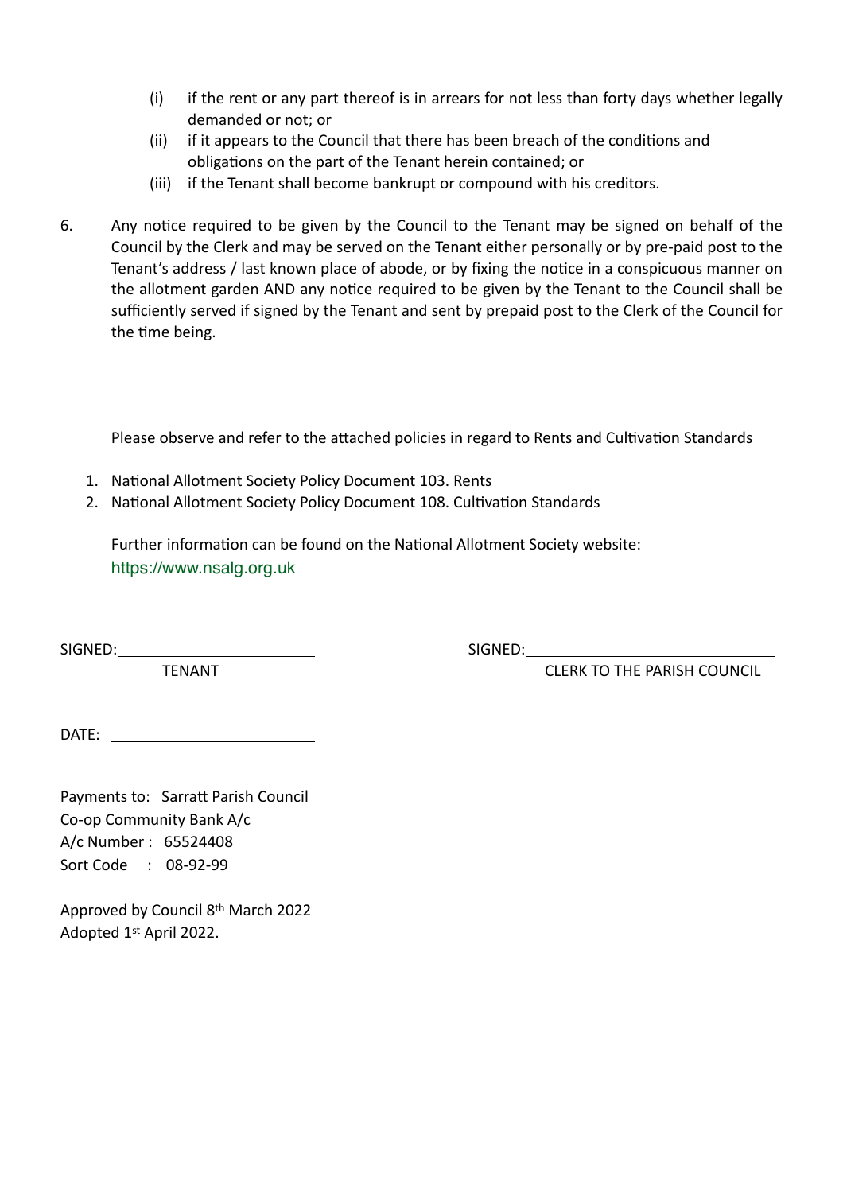(i) if the rent or any part thereof is in arrears for not less than forty days whether legally demanded or not; or
(ii) if it appears to the Council that there has been breach of the conditions and obligations on the part of the Tenant herein contained; or
(iii) if the Tenant shall become bankrupt or compound with his creditors.

6. Any notice required to be given by the Council to the Tenant may be signed on behalf of the Council by the Clerk and may be served on the Tenant either personally or by pre-paid post to the Tenant's address / last known place of abode, or by fixing the notice in a conspicuous manner on the allotment garden AND any notice required to be given by the Tenant to the Council shall be sufficiently served if signed by the Tenant and sent by prepaid post to the Clerk of the Council for the time being.

Please observe and refer to the attached policies in regard to Rents and Cultivation Standards

1. National Allotment Society Policy Document 103. Rents
2. National Allotment Society Policy Document 108. Cultivation Standards

Further information can be found on the National Allotment Society website:
https://www.nsalg.org.uk

SIGNED: ________________________
TENANT

SIGNED: ______________________________
CLERK TO THE PARISH COUNCIL

DATE: ________________________

Payments to: Sarratt Parish Council
Co-op Community Bank A/c
A/c Number : 65524408
Sort Code : 08-92-99

Approved by Council 8th March 2022
Adopted 1st April 2022.